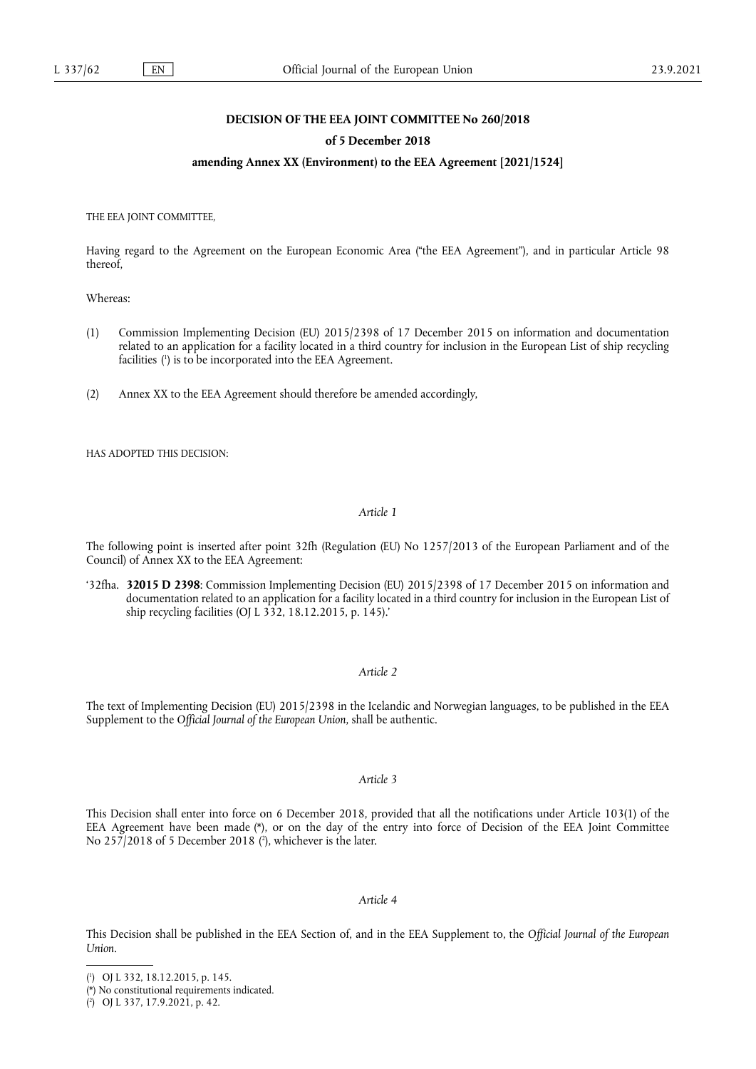**DECISION OF THE EEA JOINT COMMITTEE No 260/2018**

**of 5 December 2018**

**amending Annex XX (Environment) to the EEA Agreement [2021/1524]**

THE EEA JOINT COMMITTEE,

Having regard to the Agreement on the European Economic Area ("the EEA Agreement"), and in particular Article 98 thereof,

Whereas:

(1) Commission Implementing Decision (EU) 2015/2398 of 17 December 2015 on information and documentation related to an application for a facility located in a third country for inclusion in the European List of ship recycling facilities [1] is to be incorporated into the EEA Agreement.

(2) Annex XX to the EEA Agreement should therefore be amended accordingly,

HAS ADOPTED THIS DECISION:

*Article 1*

The following point is inserted after point 32fh (Regulation (EU) No 1257/2013 of the European Parliament and of the Council) of Annex XX to the EEA Agreement:

'32fha. **32015 D 2398**: Commission Implementing Decision (EU) 2015/2398 of 17 December 2015 on information and documentation related to an application for a facility located in a third country for inclusion in the European List of ship recycling facilities (OJ L 332, 18.12.2015, p. 145).'

*Article 2*

The text of Implementing Decision (EU) 2015/2398 in the Icelandic and Norwegian languages, to be published in the EEA Supplement to the *Official Journal of the European Union*, shall be authentic.

*Article 3*

This Decision shall enter into force on 6 December 2018, provided that all the notifications under Article 103(1) of the EEA Agreement have been made (\*), or on the day of the entry into force of Decision of the EEA Joint Committee No 257/2018 of 5 December 2018 [2], whichever is the later.

*Article 4*

This Decision shall be published in the EEA Section of, and in the EEA Supplement to, the *Official Journal of the European Union*.

---

[1] OJ L 332, 18.12.2015, p. 145.

(\*) No constitutional requirements indicated.

[2] OJ L 337, 17.9.2021, p. 42.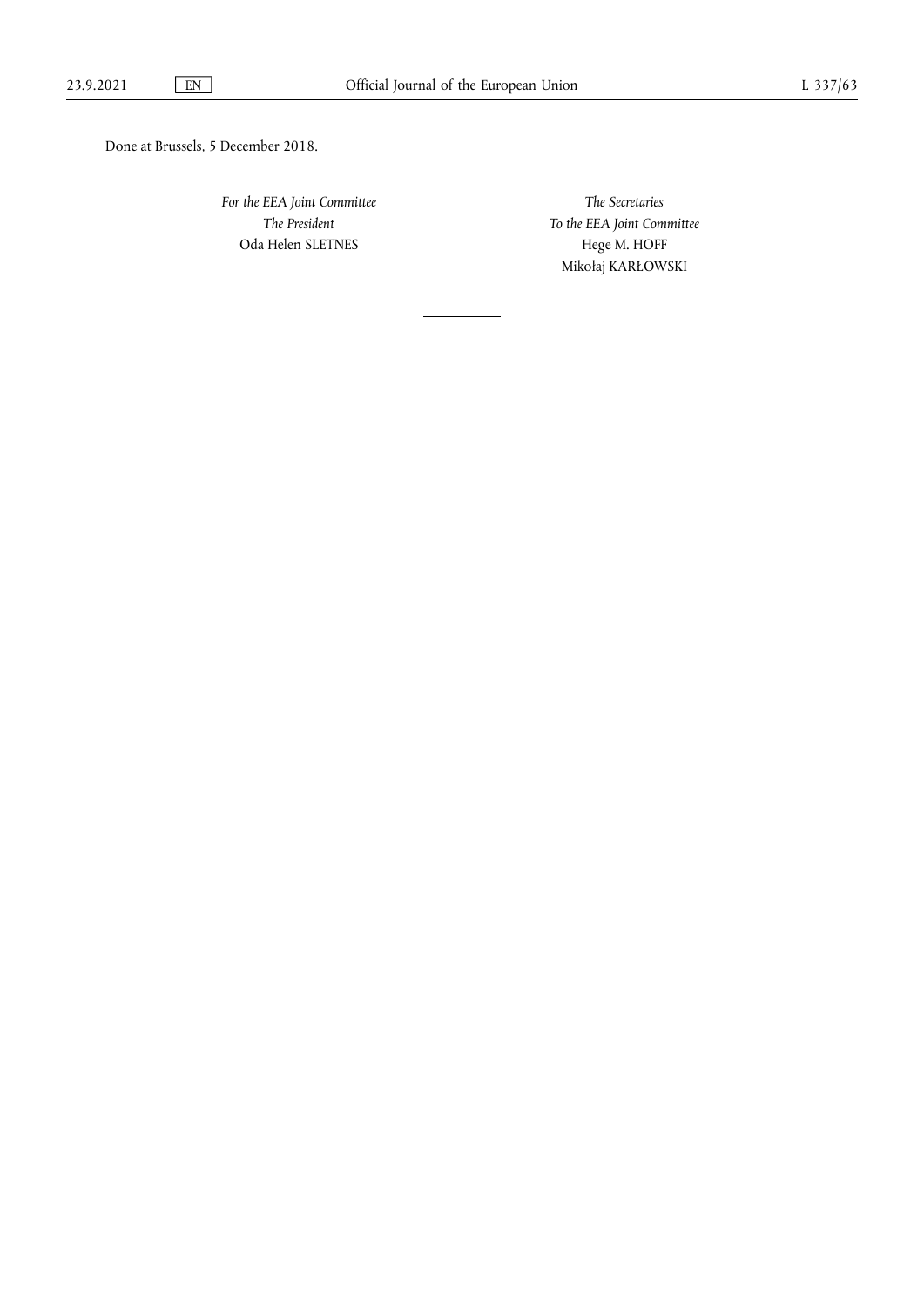Done at Brussels, 5 December 2018.

*For the EEA Joint Committee*

*The President*

Oda Helen SLETNES

*The Secretaries*

*To the EEA Joint Committee*

Hege M. HOFF

Mikołaj KARŁOWSKI